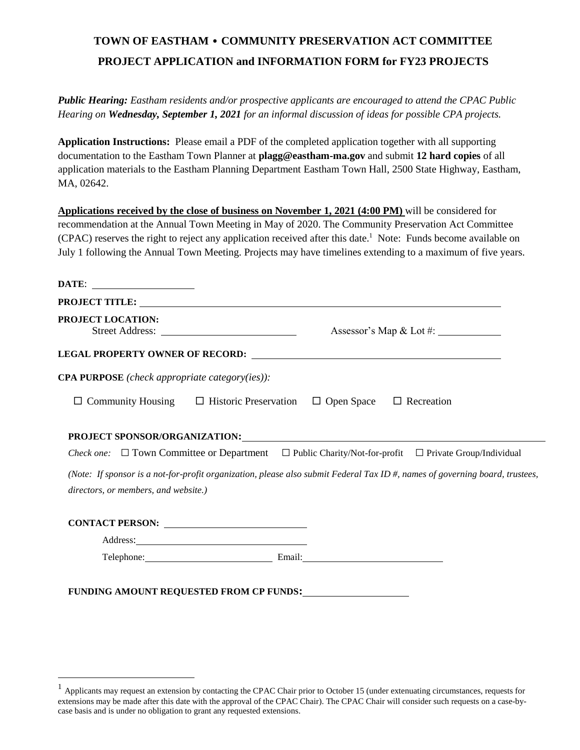# TOWN OF EASTHAM • COMMUNITY PRESERVATION ACT COMMITTEE

## PROJECT APPLICATION and INFORMATION FORM for FY23 PROJECTS

***Public Hearing:*** *Eastham residents and/or prospective applicants are encouraged to attend the CPAC Public Hearing on* ***Wednesday, September 1, 2021*** *for an informal discussion of ideas for possible CPA projects.*

**Application Instructions:** Please email a PDF of the completed application together with all supporting documentation to the Eastham Town Planner at **plagg@eastham-ma.gov** and submit **12 hard copies** of all application materials to the Eastham Planning Department Eastham Town Hall, 2500 State Highway, Eastham, MA, 02642.

**Applications received by the close of business on November 1, 2021 (4:00 PM)** will be considered for recommendation at the Annual Town Meeting in May of 2020. The Community Preservation Act Committee (CPAC) reserves the right to reject any application received after this date.[1] Note: Funds become available on July 1 following the Annual Town Meeting. Projects may have timelines extending to a maximum of five years.

**DATE**: ____________________

**PROJECT TITLE:** ____________________________________________________________________________

**PROJECT LOCATION:**
Street Address: __________________________ Assessor's Map & Lot #: ____________

**LEGAL PROPERTY OWNER OF RECORD:** __________________________________________________

**CPA PURPOSE** *(check appropriate category(ies)):*

☐ Community Housing ☐ Historic Preservation ☐ Open Space ☐ Recreation

**PROJECT SPONSOR/ORGANIZATION:** ____________________________________________________________

*Check one:* ☐ Town Committee or Department ☐ Public Charity/Not-for-profit ☐ Private Group/Individual

*(Note: If sponsor is a not-for-profit organization, please also submit Federal Tax ID #, names of governing board, trustees, directors, or members, and website.)*

**CONTACT PERSON:** ____________________________

Address: ____________________________________

Telephone: ___________________________ Email: _____________________________

**FUNDING AMOUNT REQUESTED FROM CP FUNDS:** _____________________

---

[1] Applicants may request an extension by contacting the CPAC Chair prior to October 15 (under extenuating circumstances, requests for extensions may be made after this date with the approval of the CPAC Chair). The CPAC Chair will consider such requests on a case-by-case basis and is under no obligation to grant any requested extensions.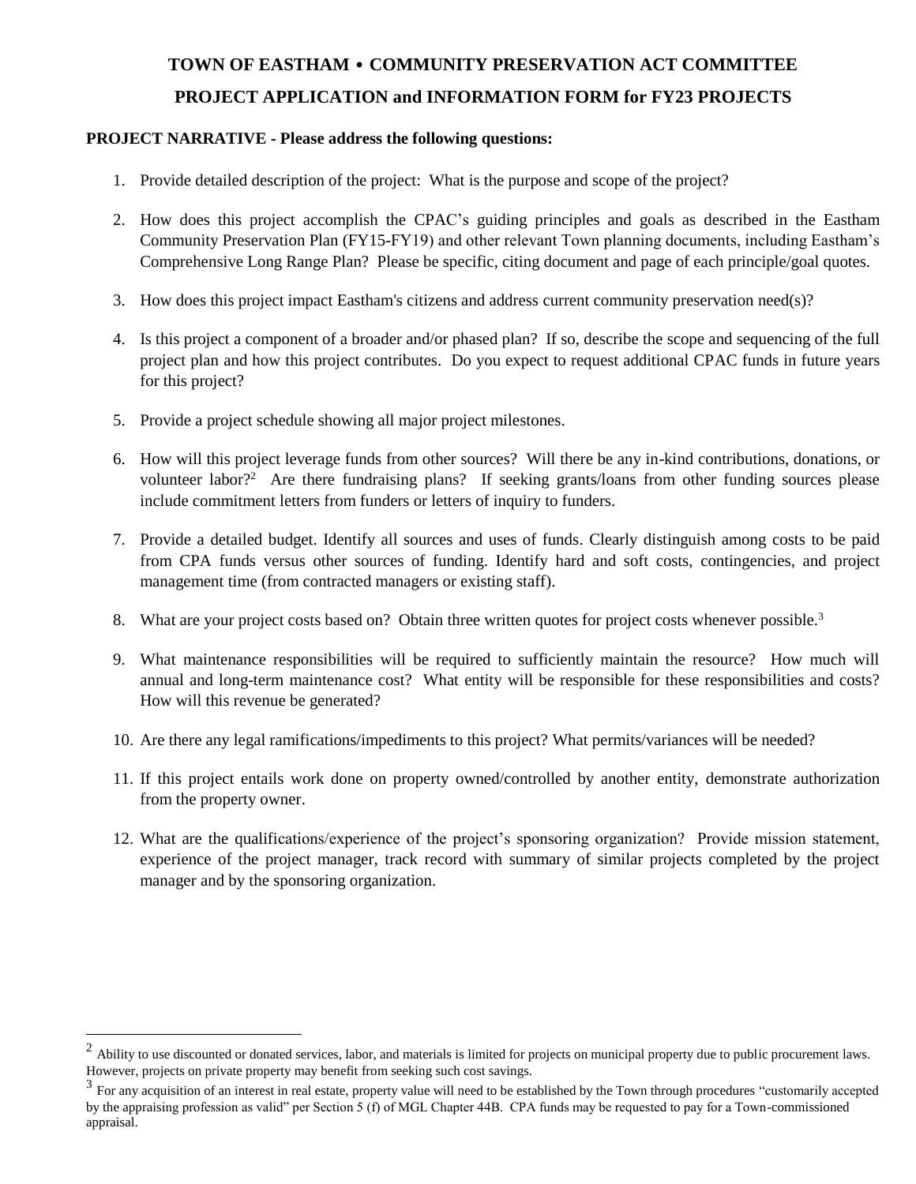**TOWN OF EASTHAM • COMMUNITY PRESERVATION ACT COMMITTEE**

**PROJECT APPLICATION and INFORMATION FORM for FY23 PROJECTS**

**PROJECT NARRATIVE - Please address the following questions:**

1. Provide detailed description of the project: What is the purpose and scope of the project?

2. How does this project accomplish the CPAC's guiding principles and goals as described in the Eastham Community Preservation Plan (FY15-FY19) and other relevant Town planning documents, including Eastham's Comprehensive Long Range Plan? Please be specific, citing document and page of each principle/goal quotes.

3. How does this project impact Eastham's citizens and address current community preservation need(s)?

4. Is this project a component of a broader and/or phased plan? If so, describe the scope and sequencing of the full project plan and how this project contributes. Do you expect to request additional CPAC funds in future years for this project?

5. Provide a project schedule showing all major project milestones.

6. How will this project leverage funds from other sources? Will there be any in-kind contributions, donations, or volunteer labor?[2] Are there fundraising plans? If seeking grants/loans from other funding sources please include commitment letters from funders or letters of inquiry to funders.

7. Provide a detailed budget. Identify all sources and uses of funds. Clearly distinguish among costs to be paid from CPA funds versus other sources of funding. Identify hard and soft costs, contingencies, and project management time (from contracted managers or existing staff).

8. What are your project costs based on? Obtain three written quotes for project costs whenever possible.[3]

9. What maintenance responsibilities will be required to sufficiently maintain the resource? How much will annual and long-term maintenance cost? What entity will be responsible for these responsibilities and costs? How will this revenue be generated?

10. Are there any legal ramifications/impediments to this project? What permits/variances will be needed?

11. If this project entails work done on property owned/controlled by another entity, demonstrate authorization from the property owner.

12. What are the qualifications/experience of the project's sponsoring organization? Provide mission statement, experience of the project manager, track record with summary of similar projects completed by the project manager and by the sponsoring organization.

---

[2] Ability to use discounted or donated services, labor, and materials is limited for projects on municipal property due to public procurement laws. However, projects on private property may benefit from seeking such cost savings.

[3] For any acquisition of an interest in real estate, property value will need to be established by the Town through procedures "customarily accepted by the appraising profession as valid" per Section 5 (f) of MGL Chapter 44B. CPA funds may be requested to pay for a Town-commissioned appraisal.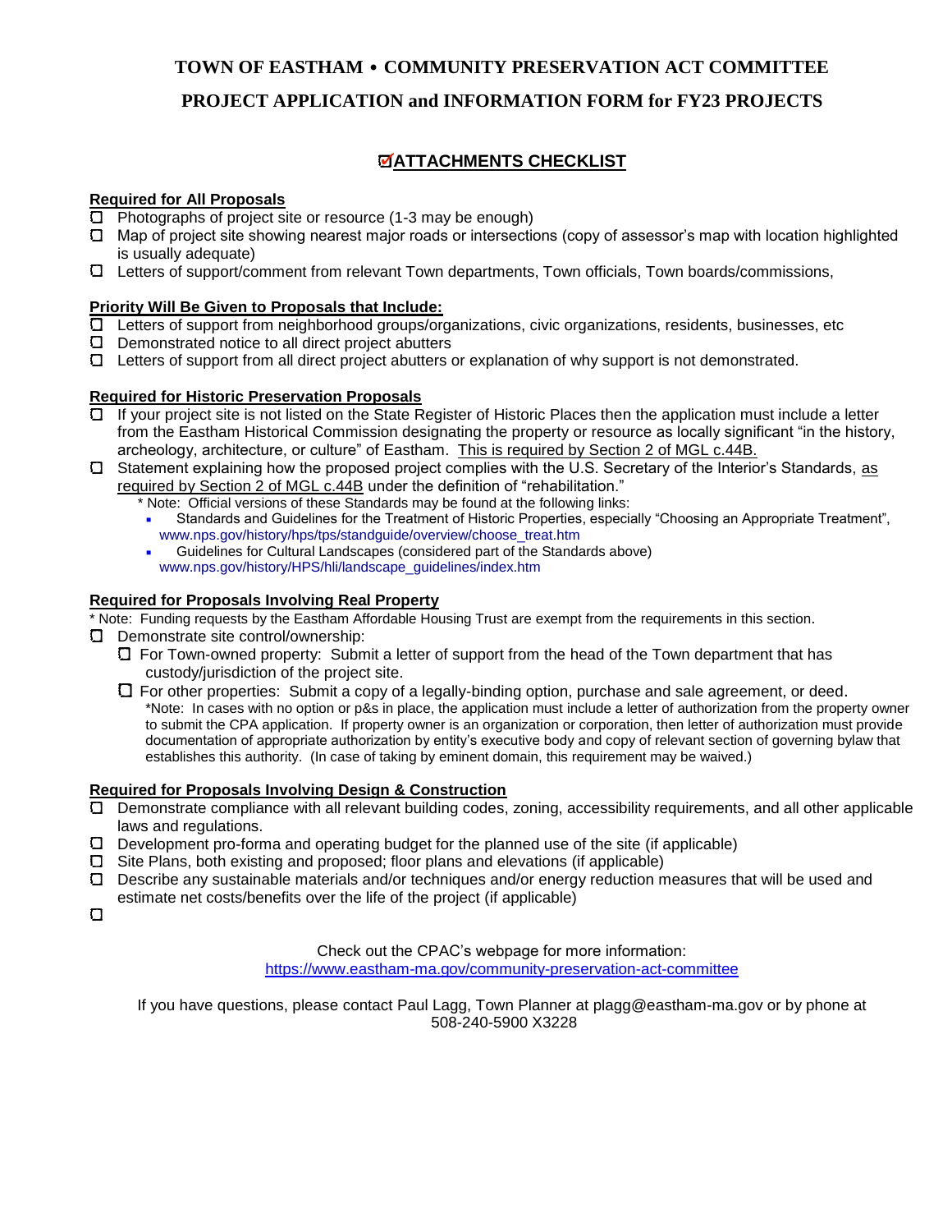**TOWN OF EASTHAM • COMMUNITY PRESERVATION ACT COMMITTEE**

**PROJECT APPLICATION and INFORMATION FORM for FY23 PROJECTS**

## ☑ATTACHMENTS CHECKLIST

**Required for All Proposals**

- ☐ Photographs of project site or resource (1-3 may be enough)
- ☐ Map of project site showing nearest major roads or intersections (copy of assessor's map with location highlighted is usually adequate)
- ☐ Letters of support/comment from relevant Town departments, Town officials, Town boards/commissions,

**Priority Will Be Given to Proposals that Include:**

- ☐ Letters of support from neighborhood groups/organizations, civic organizations, residents, businesses, etc
- ☐ Demonstrated notice to all direct project abutters
- ☐ Letters of support from all direct project abutters or explanation of why support is not demonstrated.

**Required for Historic Preservation Proposals**

- ☐ If your project site is not listed on the State Register of Historic Places then the application must include a letter from the Eastham Historical Commission designating the property or resource as locally significant "in the history, archeology, architecture, or culture" of Eastham. This is required by Section 2 of MGL c.44B.
- ☐ Statement explaining how the proposed project complies with the U.S. Secretary of the Interior's Standards, as required by Section 2 of MGL c.44B under the definition of "rehabilitation."
  - \* Note: Official versions of these Standards may be found at the following links:
    - Standards and Guidelines for the Treatment of Historic Properties, especially "Choosing an Appropriate Treatment", www.nps.gov/history/hps/tps/standguide/overview/choose_treat.htm
    - Guidelines for Cultural Landscapes (considered part of the Standards above) www.nps.gov/history/HPS/hli/landscape_guidelines/index.htm

**Required for Proposals Involving Real Property**

\* Note: Funding requests by the Eastham Affordable Housing Trust are exempt from the requirements in this section.

- ☐ Demonstrate site control/ownership:
  - ☐ For Town-owned property: Submit a letter of support from the head of the Town department that has custody/jurisdiction of the project site.
  - ☐ For other properties: Submit a copy of a legally-binding option, purchase and sale agreement, or deed.
    *Note: In cases with no option or p&s in place, the application must include a letter of authorization from the property owner to submit the CPA application. If property owner is an organization or corporation, then letter of authorization must provide documentation of appropriate authorization by entity's executive body and copy of relevant section of governing bylaw that establishes this authority. (In case of taking by eminent domain, this requirement may be waived.)*

**Required for Proposals Involving Design & Construction**

- ☐ Demonstrate compliance with all relevant building codes, zoning, accessibility requirements, and all other applicable laws and regulations.
- ☐ Development pro-forma and operating budget for the planned use of the site (if applicable)
- ☐ Site Plans, both existing and proposed; floor plans and elevations (if applicable)
- ☐ Describe any sustainable materials and/or techniques and/or energy reduction measures that will be used and estimate net costs/benefits over the life of the project (if applicable)
- ☐

Check out the CPAC's webpage for more information:
https://www.eastham-ma.gov/community-preservation-act-committee

If you have questions, please contact Paul Lagg, Town Planner at plagg@eastham-ma.gov or by phone at 508-240-5900 X3228